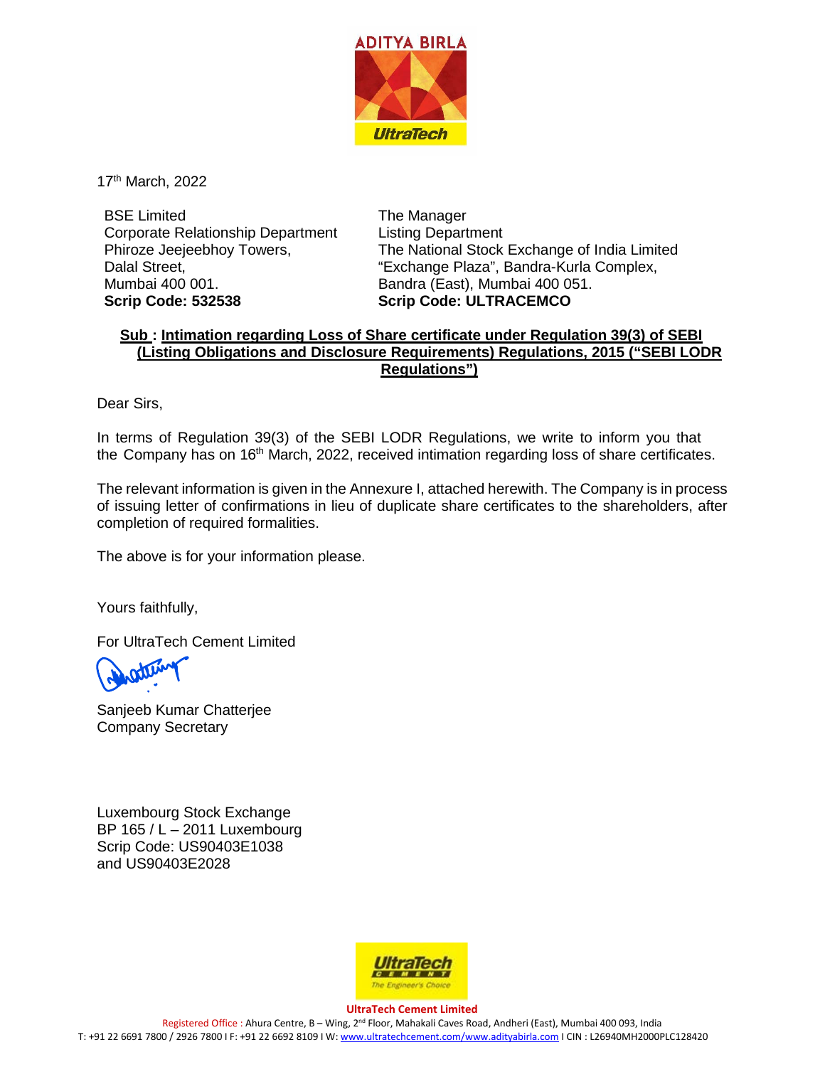17th March, 2022

BSE Limited
Corporate Relationship Department
Phiroze Jeejeebhoy Towers,
Dalal Street,
Mumbai 400 001.
**Scrip Code: 532538**

The Manager
Listing Department
The National Stock Exchange of India Limited
"Exchange Plaza", Bandra-Kurla Complex,
Bandra (East), Mumbai 400 051.
**Scrip Code: ULTRACEMCO**

**Sub : Intimation regarding Loss of Share certificate under Regulation 39(3) of SEBI (Listing Obligations and Disclosure Requirements) Regulations, 2015 ("SEBI LODR Regulations")**

Dear Sirs,

In terms of Regulation 39(3) of the SEBI LODR Regulations, we write to inform you that the Company has on 16th March, 2022, received intimation regarding loss of share certificates.

The relevant information is given in the Annexure I, attached herewith. The Company is in process of issuing letter of confirmations in lieu of duplicate share certificates to the shareholders, after completion of required formalities.

The above is for your information please.

Yours faithfully,

For UltraTech Cement Limited

Sanjeeb Kumar Chatterjee
Company Secretary

Luxembourg Stock Exchange
BP 165 / L – 2011 Luxembourg
Scrip Code: US90403E1038
and US90403E2028

**UltraTech Cement Limited**
Registered Office : Ahura Centre, B – Wing, 2nd Floor, Mahakali Caves Road, Andheri (East), Mumbai 400 093, India
T: +91 22 6691 7800 / 2926 7800 I F: +91 22 6692 8109 I W: www.ultratechcement.com/www.adityabirla.com I CIN : L26940MH2000PLC128420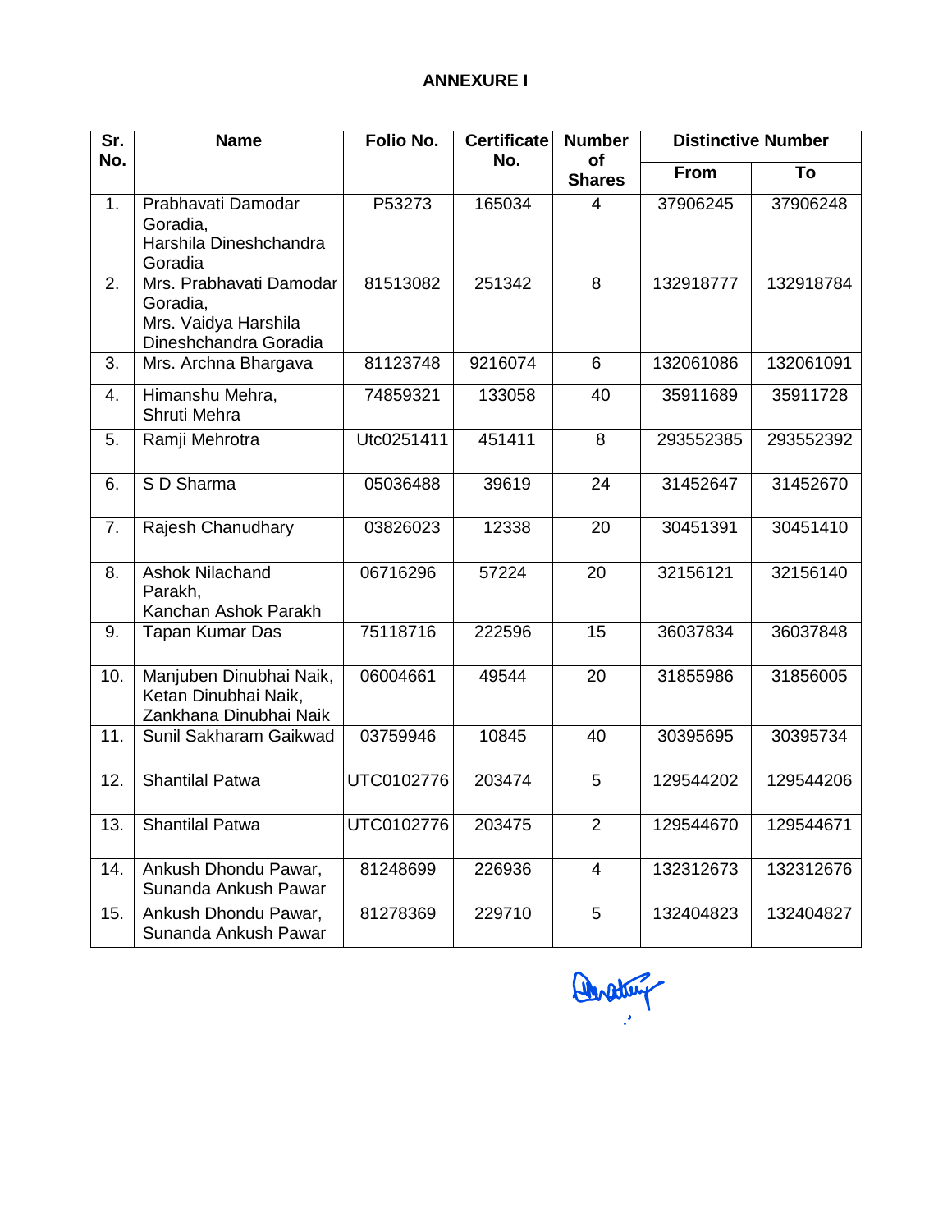**ANNEXURE I**

| Sr. No. | Name | Folio No. | Certificate No. | Number of Shares | Distinctive Number | |
|---|---|---|---|---|---|---|
| | | | | | From | To |
| 1. | Prabhavati Damodar Goradia, Harshila Dineshchandra Goradia | P53273 | 165034 | 4 | 37906245 | 37906248 |
| 2. | Mrs. Prabhavati Damodar Goradia, Mrs. Vaidya Harshila Dineshchandra Goradia | 81513082 | 251342 | 8 | 132918777 | 132918784 |
| 3. | Mrs. Archna Bhargava | 81123748 | 9216074 | 6 | 132061086 | 132061091 |
| 4. | Himanshu Mehra, Shruti Mehra | 74859321 | 133058 | 40 | 35911689 | 35911728 |
| 5. | Ramji Mehrotra | Utc0251411 | 451411 | 8 | 293552385 | 293552392 |
| 6. | S D Sharma | 05036488 | 39619 | 24 | 31452647 | 31452670 |
| 7. | Rajesh Chanudhary | 03826023 | 12338 | 20 | 30451391 | 30451410 |
| 8. | Ashok Nilachand Parakh, Kanchan Ashok Parakh | 06716296 | 57224 | 20 | 32156121 | 32156140 |
| 9. | Tapan Kumar Das | 75118716 | 222596 | 15 | 36037834 | 36037848 |
| 10. | Manjuben Dinubhai Naik, Ketan Dinubhai Naik, Zankhana Dinubhai Naik | 06004661 | 49544 | 20 | 31855986 | 31856005 |
| 11. | Sunil Sakharam Gaikwad | 03759946 | 10845 | 40 | 30395695 | 30395734 |
| 12. | Shantilal Patwa | UTC0102776 | 203474 | 5 | 129544202 | 129544206 |
| 13. | Shantilal Patwa | UTC0102776 | 203475 | 2 | 129544670 | 129544671 |
| 14. | Ankush Dhondu Pawar, Sunanda Ankush Pawar | 81248699 | 226936 | 4 | 132312673 | 132312676 |
| 15. | Ankush Dhondu Pawar, Sunanda Ankush Pawar | 81278369 | 229710 | 5 | 132404823 | 132404827 |